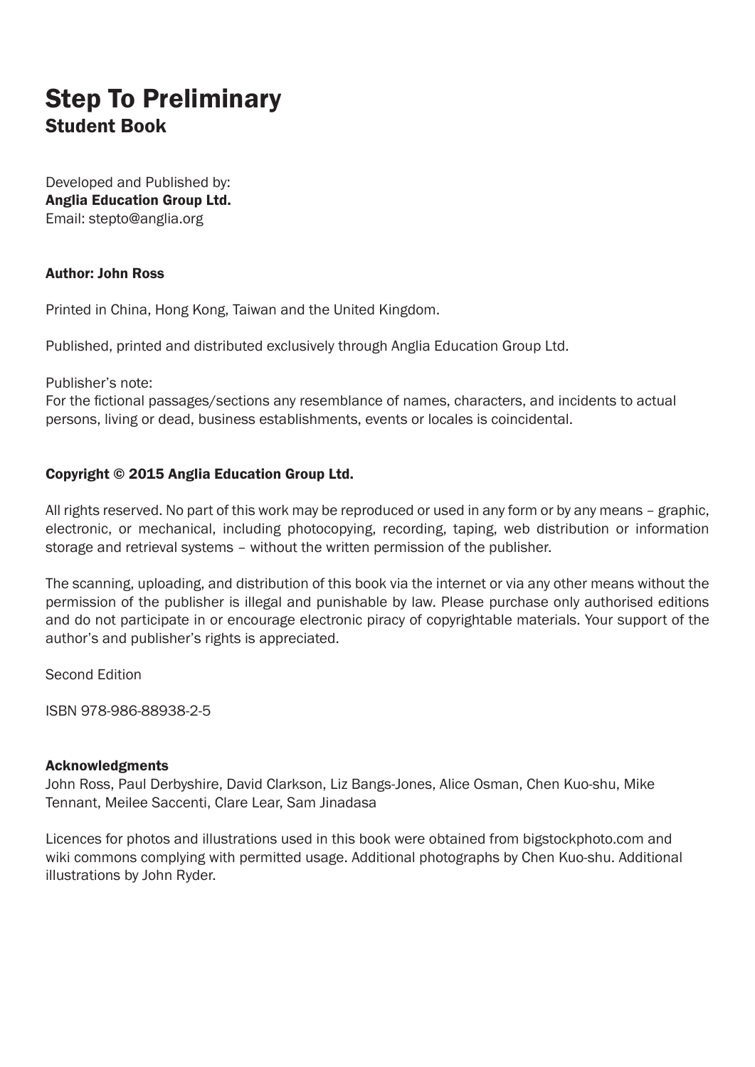# Step To Preliminary
## Student Book

Developed and Published by:
**Anglia Education Group Ltd.**
Email: stepto@anglia.org

**Author: John Ross**

Printed in China, Hong Kong, Taiwan and the United Kingdom.

Published, printed and distributed exclusively through Anglia Education Group Ltd.

Publisher's note:
For the fictional passages/sections any resemblance of names, characters, and incidents to actual persons, living or dead, business establishments, events or locales is coincidental.

**Copyright © 2015 Anglia Education Group Ltd.**

All rights reserved. No part of this work may be reproduced or used in any form or by any means – graphic, electronic, or mechanical, including photocopying, recording, taping, web distribution or information storage and retrieval systems – without the written permission of the publisher.

The scanning, uploading, and distribution of this book via the internet or via any other means without the permission of the publisher is illegal and punishable by law. Please purchase only authorised editions and do not participate in or encourage electronic piracy of copyrightable materials. Your support of the author's and publisher's rights is appreciated.

Second Edition

ISBN 978-986-88938-2-5

**Acknowledgments**
John Ross, Paul Derbyshire, David Clarkson, Liz Bangs-Jones, Alice Osman, Chen Kuo-shu, Mike Tennant, Meilee Saccenti, Clare Lear, Sam Jinadasa

Licences for photos and illustrations used in this book were obtained from bigstockphoto.com and wiki commons complying with permitted usage. Additional photographs by Chen Kuo-shu. Additional illustrations by John Ryder.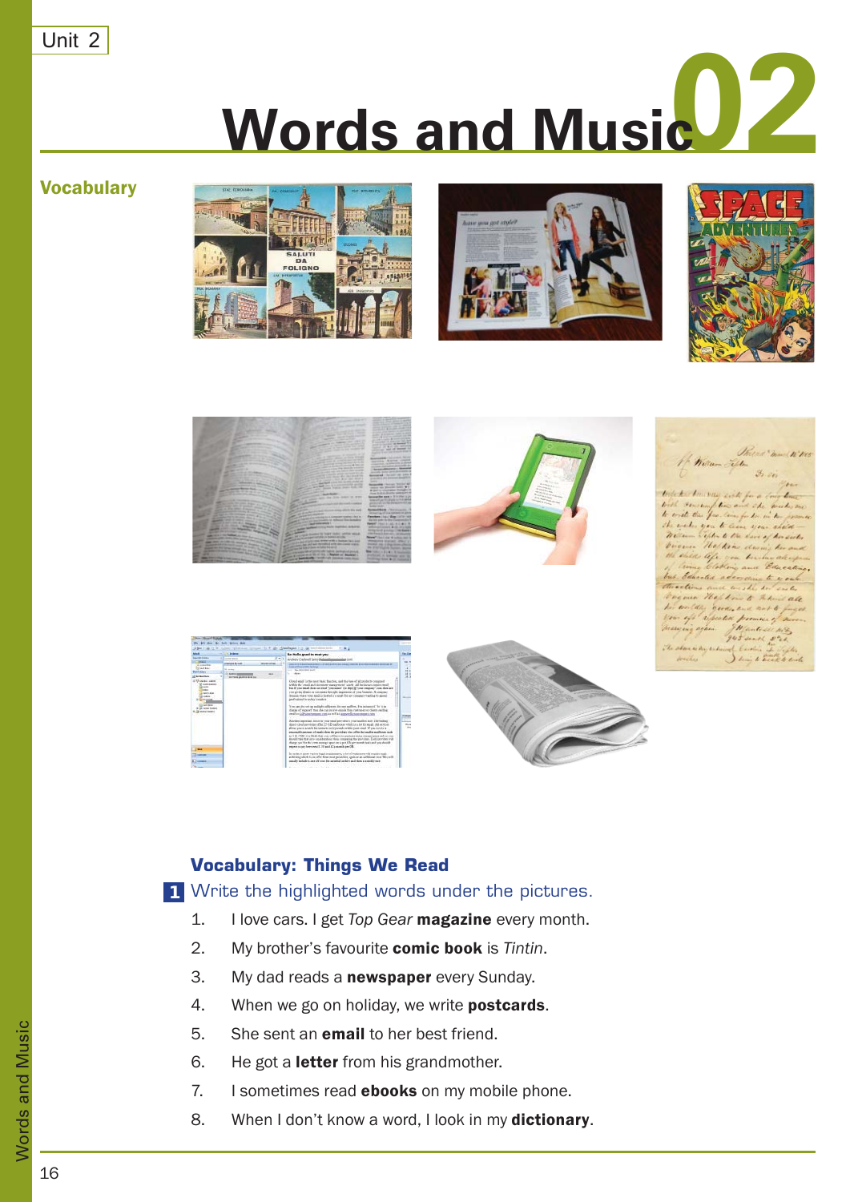Unit 2

# Words and Music 02

## Vocabulary

### Vocabulary: Things We Read

**1** Write the highlighted words under the pictures.

1. I love cars. I get *Top Gear* **magazine** every month.
2. My brother's favourite **comic book** is *Tintin*.
3. My dad reads a **newspaper** every Sunday.
4. When we go on holiday, we write **postcards**.
5. She sent an **email** to her best friend.
6. He got a **letter** from his grandmother.
7. I sometimes read **ebooks** on my mobile phone.
8. When I don't know a word, I look in my **dictionary**.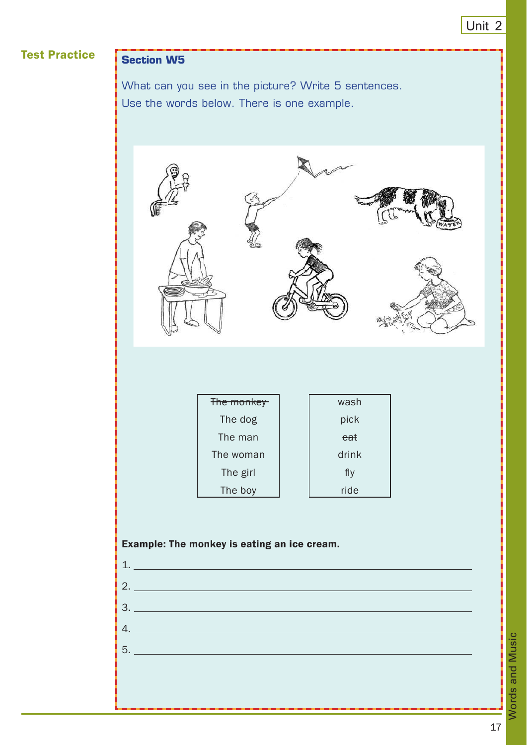**Test Practice**

## Section W5

What can you see in the picture? Write 5 sentences.
Use the words below. There is one example.

| ~~The monkey~~ |
|---|
| The dog |
| The man |
| The woman |
| The girl |
| The boy |

| wash |
|---|
| pick |
| ~~eat~~ |
| drink |
| fly |
| ride |

**Example: The monkey is eating an ice cream.**

1. ______________________________
2. ______________________________
3. ______________________________
4. ______________________________
5. ______________________________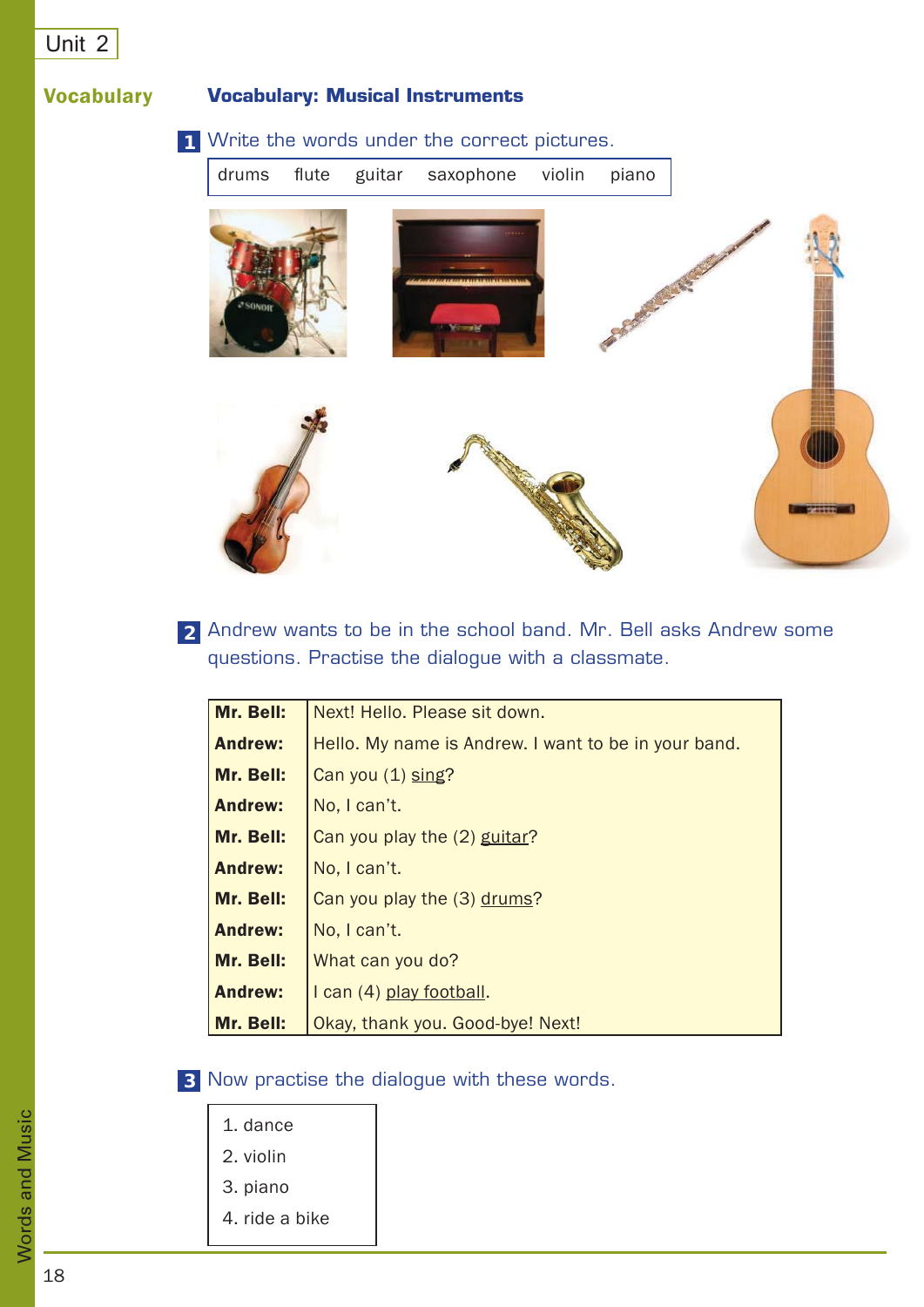## Vocabulary

### Vocabulary: Musical Instruments

**1** Write the words under the correct pictures.

| drums | flute | guitar | saxophone | violin | piano |
|---|---|---|---|---|---|

**2** Andrew wants to be in the school band. Mr. Bell asks Andrew some questions. Practise the dialogue with a classmate.

| | |
|---|---|
| **Mr. Bell:** | Next! Hello. Please sit down. |
| **Andrew:** | Hello. My name is Andrew. I want to be in your band. |
| **Mr. Bell:** | Can you (1) <u>sing</u>? |
| **Andrew:** | No, I can't. |
| **Mr. Bell:** | Can you play the (2) <u>guitar</u>? |
| **Andrew:** | No, I can't. |
| **Mr. Bell:** | Can you play the (3) <u>drums</u>? |
| **Andrew:** | No, I can't. |
| **Mr. Bell:** | What can you do? |
| **Andrew:** | I can (4) <u>play football</u>. |
| **Mr. Bell:** | Okay, thank you. Good-bye! Next! |

**3** Now practise the dialogue with these words.

1. dance
2. violin
3. piano
4. ride a bike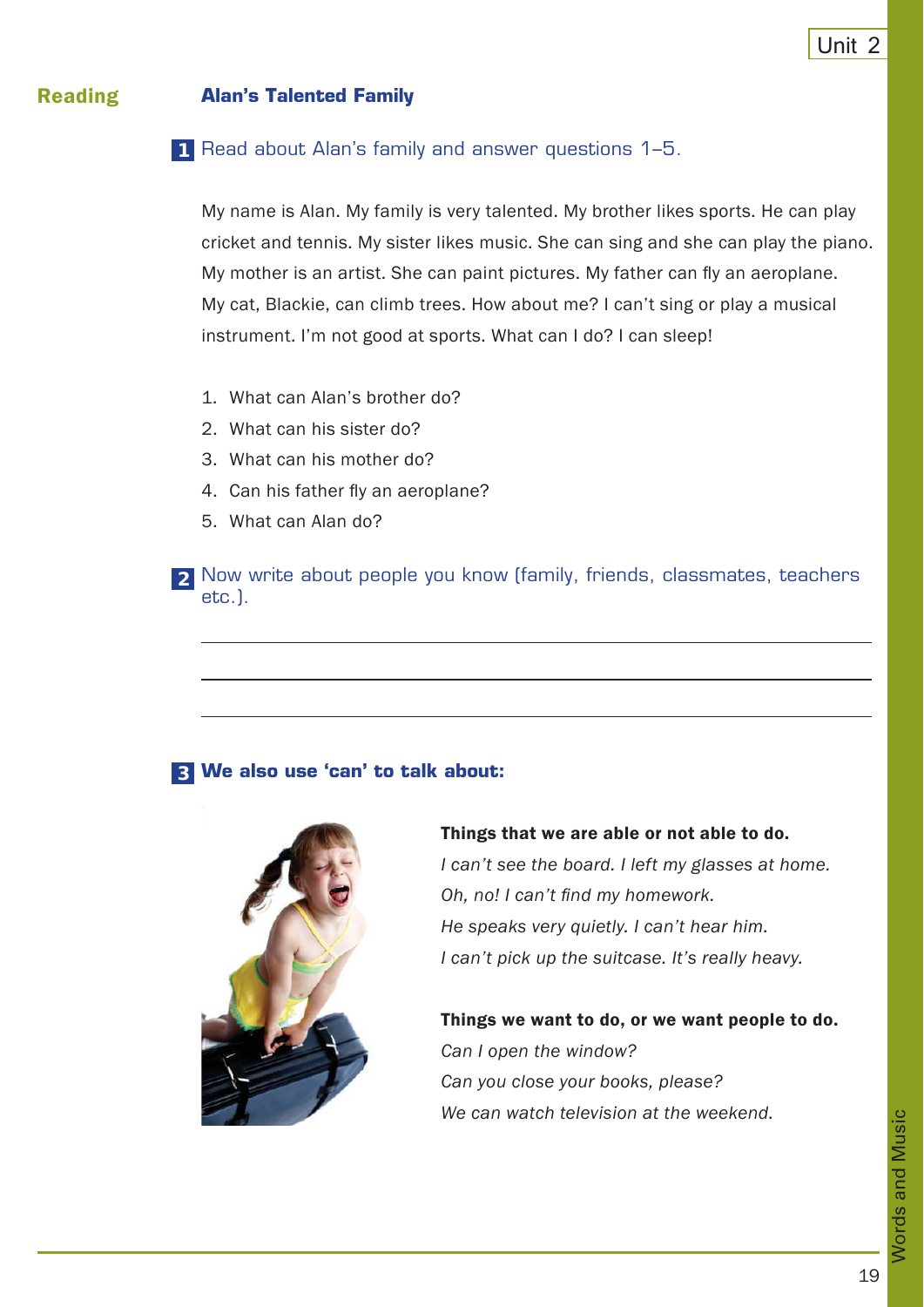## Reading — Alan's Talented Family

**1** Read about Alan's family and answer questions 1–5.

My name is Alan. My family is very talented. My brother likes sports. He can play cricket and tennis. My sister likes music. She can sing and she can play the piano. My mother is an artist. She can paint pictures. My father can fly an aeroplane. My cat, Blackie, can climb trees. How about me? I can't sing or play a musical instrument. I'm not good at sports. What can I do? I can sleep!

1. What can Alan's brother do?
2. What can his sister do?
3. What can his mother do?
4. Can his father fly an aeroplane?
5. What can Alan do?

**2** Now write about people you know (family, friends, classmates, teachers etc.).

______________________________________________

______________________________________________

______________________________________________

**3 We also use 'can' to talk about:**

**Things that we are able or not able to do.**

*I can't see the board. I left my glasses at home.*
*Oh, no! I can't find my homework.*
*He speaks very quietly. I can't hear him.*
*I can't pick up the suitcase. It's really heavy.*

**Things we want to do, or we want people to do.**

*Can I open the window?*
*Can you close your books, please?*
*We can watch television at the weekend.*